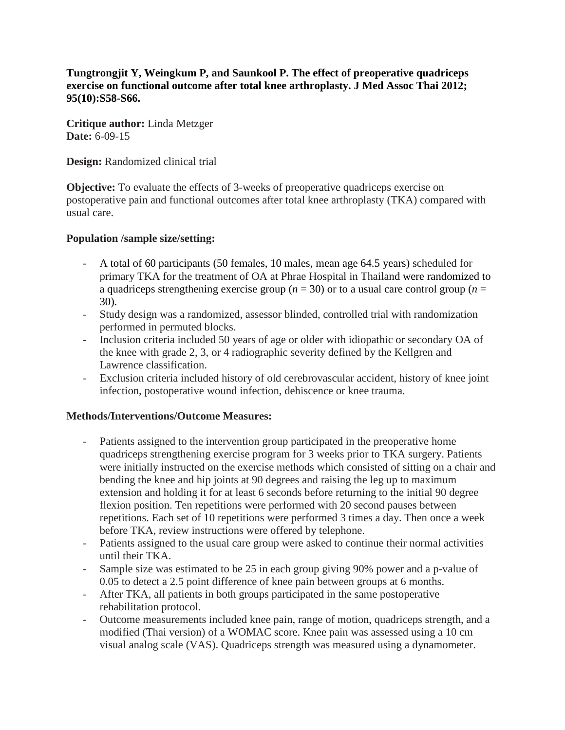**Tungtrongjit Y, Weingkum P, and Saunkool P. The effect of preoperative quadriceps exercise on functional outcome after total knee arthroplasty. J Med Assoc Thai 2012; 95(10):S58-S66.**

**Critique author:** Linda Metzger
**Date:** 6-09-15

**Design:** Randomized clinical trial

**Objective:** To evaluate the effects of 3-weeks of preoperative quadriceps exercise on postoperative pain and functional outcomes after total knee arthroplasty (TKA) compared with usual care.

**Population /sample size/setting:**

- A total of 60 participants (50 females, 10 males, mean age 64.5 years) scheduled for primary TKA for the treatment of OA at Phrae Hospital in Thailand were randomized to a quadriceps strengthening exercise group ($n$ = 30) or to a usual care control group ($n$ = 30).
- Study design was a randomized, assessor blinded, controlled trial with randomization performed in permuted blocks.
- Inclusion criteria included 50 years of age or older with idiopathic or secondary OA of the knee with grade 2, 3, or 4 radiographic severity defined by the Kellgren and Lawrence classification.
- Exclusion criteria included history of old cerebrovascular accident, history of knee joint infection, postoperative wound infection, dehiscence or knee trauma.

**Methods/Interventions/Outcome Measures:**

- Patients assigned to the intervention group participated in the preoperative home quadriceps strengthening exercise program for 3 weeks prior to TKA surgery. Patients were initially instructed on the exercise methods which consisted of sitting on a chair and bending the knee and hip joints at 90 degrees and raising the leg up to maximum extension and holding it for at least 6 seconds before returning to the initial 90 degree flexion position. Ten repetitions were performed with 20 second pauses between repetitions. Each set of 10 repetitions were performed 3 times a day. Then once a week before TKA, review instructions were offered by telephone.
- Patients assigned to the usual care group were asked to continue their normal activities until their TKA.
- Sample size was estimated to be 25 in each group giving 90% power and a p-value of 0.05 to detect a 2.5 point difference of knee pain between groups at 6 months.
- After TKA, all patients in both groups participated in the same postoperative rehabilitation protocol.
- Outcome measurements included knee pain, range of motion, quadriceps strength, and a modified (Thai version) of a WOMAC score. Knee pain was assessed using a 10 cm visual analog scale (VAS). Quadriceps strength was measured using a dynamometer.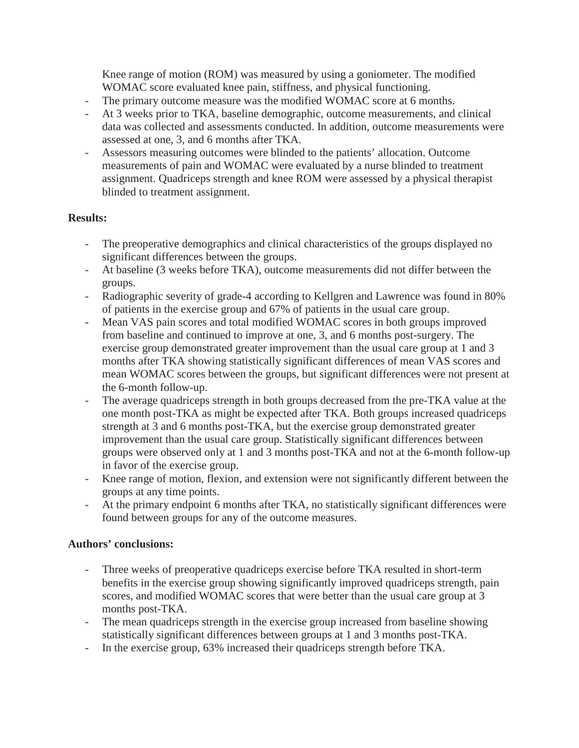Knee range of motion (ROM) was measured by using a goniometer. The modified WOMAC score evaluated knee pain, stiffness, and physical functioning.

- The primary outcome measure was the modified WOMAC score at 6 months.
- At 3 weeks prior to TKA, baseline demographic, outcome measurements, and clinical data was collected and assessments conducted. In addition, outcome measurements were assessed at one, 3, and 6 months after TKA.
- Assessors measuring outcomes were blinded to the patients' allocation. Outcome measurements of pain and WOMAC were evaluated by a nurse blinded to treatment assignment. Quadriceps strength and knee ROM were assessed by a physical therapist blinded to treatment assignment.

**Results:**

- The preoperative demographics and clinical characteristics of the groups displayed no significant differences between the groups.
- At baseline (3 weeks before TKA), outcome measurements did not differ between the groups.
- Radiographic severity of grade-4 according to Kellgren and Lawrence was found in 80% of patients in the exercise group and 67% of patients in the usual care group.
- Mean VAS pain scores and total modified WOMAC scores in both groups improved from baseline and continued to improve at one, 3, and 6 months post-surgery. The exercise group demonstrated greater improvement than the usual care group at 1 and 3 months after TKA showing statistically significant differences of mean VAS scores and mean WOMAC scores between the groups, but significant differences were not present at the 6-month follow-up.
- The average quadriceps strength in both groups decreased from the pre-TKA value at the one month post-TKA as might be expected after TKA. Both groups increased quadriceps strength at 3 and 6 months post-TKA, but the exercise group demonstrated greater improvement than the usual care group. Statistically significant differences between groups were observed only at 1 and 3 months post-TKA and not at the 6-month follow-up in favor of the exercise group.
- Knee range of motion, flexion, and extension were not significantly different between the groups at any time points.
- At the primary endpoint 6 months after TKA, no statistically significant differences were found between groups for any of the outcome measures.

**Authors' conclusions:**

- Three weeks of preoperative quadriceps exercise before TKA resulted in short-term benefits in the exercise group showing significantly improved quadriceps strength, pain scores, and modified WOMAC scores that were better than the usual care group at 3 months post-TKA.
- The mean quadriceps strength in the exercise group increased from baseline showing statistically significant differences between groups at 1 and 3 months post-TKA.
- In the exercise group, 63% increased their quadriceps strength before TKA.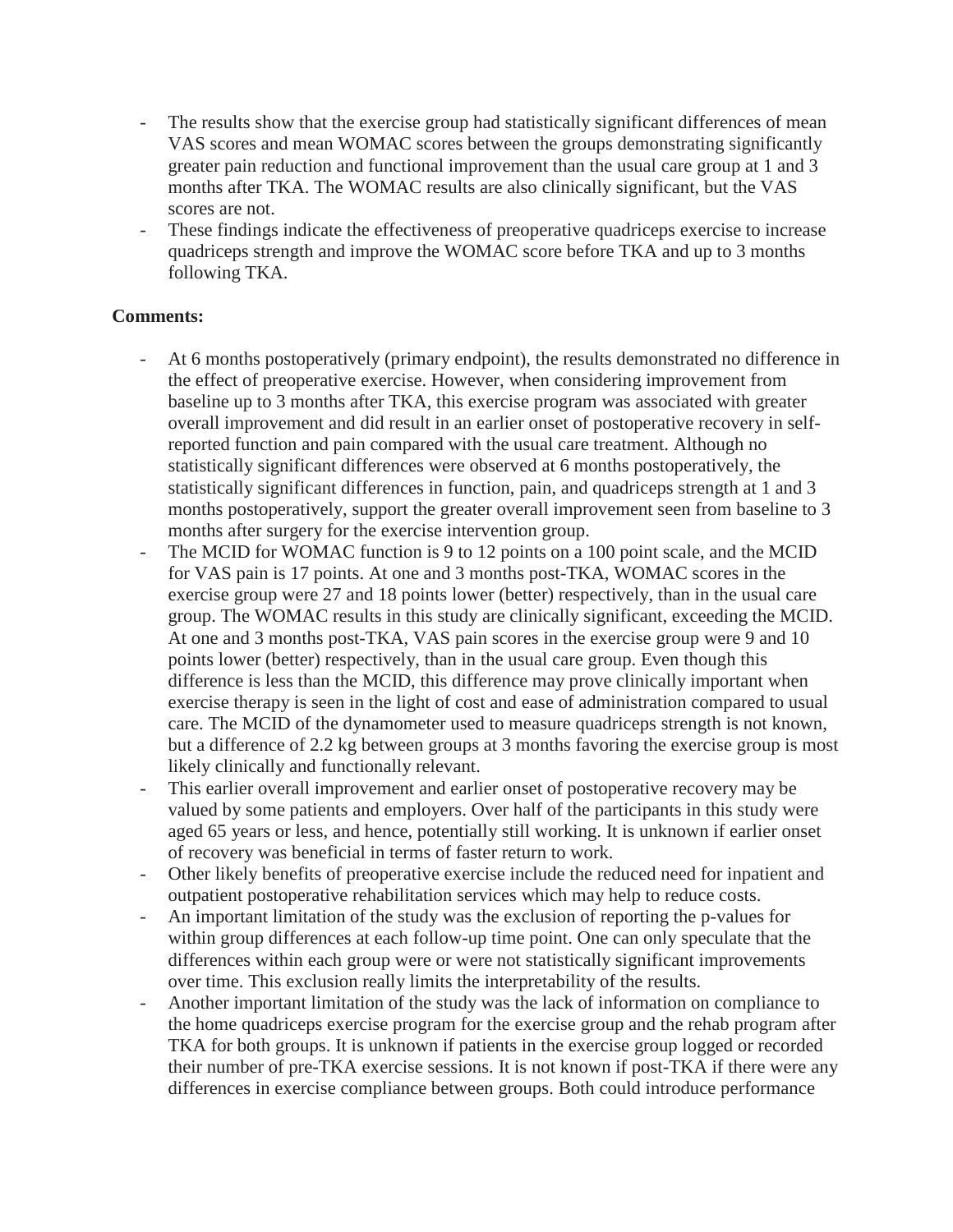- The results show that the exercise group had statistically significant differences of mean VAS scores and mean WOMAC scores between the groups demonstrating significantly greater pain reduction and functional improvement than the usual care group at 1 and 3 months after TKA. The WOMAC results are also clinically significant, but the VAS scores are not.
- These findings indicate the effectiveness of preoperative quadriceps exercise to increase quadriceps strength and improve the WOMAC score before TKA and up to 3 months following TKA.

**Comments:**

- At 6 months postoperatively (primary endpoint), the results demonstrated no difference in the effect of preoperative exercise. However, when considering improvement from baseline up to 3 months after TKA, this exercise program was associated with greater overall improvement and did result in an earlier onset of postoperative recovery in self-reported function and pain compared with the usual care treatment. Although no statistically significant differences were observed at 6 months postoperatively, the statistically significant differences in function, pain, and quadriceps strength at 1 and 3 months postoperatively, support the greater overall improvement seen from baseline to 3 months after surgery for the exercise intervention group.
- The MCID for WOMAC function is 9 to 12 points on a 100 point scale, and the MCID for VAS pain is 17 points. At one and 3 months post-TKA, WOMAC scores in the exercise group were 27 and 18 points lower (better) respectively, than in the usual care group. The WOMAC results in this study are clinically significant, exceeding the MCID. At one and 3 months post-TKA, VAS pain scores in the exercise group were 9 and 10 points lower (better) respectively, than in the usual care group. Even though this difference is less than the MCID, this difference may prove clinically important when exercise therapy is seen in the light of cost and ease of administration compared to usual care. The MCID of the dynamometer used to measure quadriceps strength is not known, but a difference of 2.2 kg between groups at 3 months favoring the exercise group is most likely clinically and functionally relevant.
- This earlier overall improvement and earlier onset of postoperative recovery may be valued by some patients and employers. Over half of the participants in this study were aged 65 years or less, and hence, potentially still working. It is unknown if earlier onset of recovery was beneficial in terms of faster return to work.
- Other likely benefits of preoperative exercise include the reduced need for inpatient and outpatient postoperative rehabilitation services which may help to reduce costs.
- An important limitation of the study was the exclusion of reporting the p-values for within group differences at each follow-up time point. One can only speculate that the differences within each group were or were not statistically significant improvements over time. This exclusion really limits the interpretability of the results.
- Another important limitation of the study was the lack of information on compliance to the home quadriceps exercise program for the exercise group and the rehab program after TKA for both groups. It is unknown if patients in the exercise group logged or recorded their number of pre-TKA exercise sessions. It is not known if post-TKA if there were any differences in exercise compliance between groups. Both could introduce performance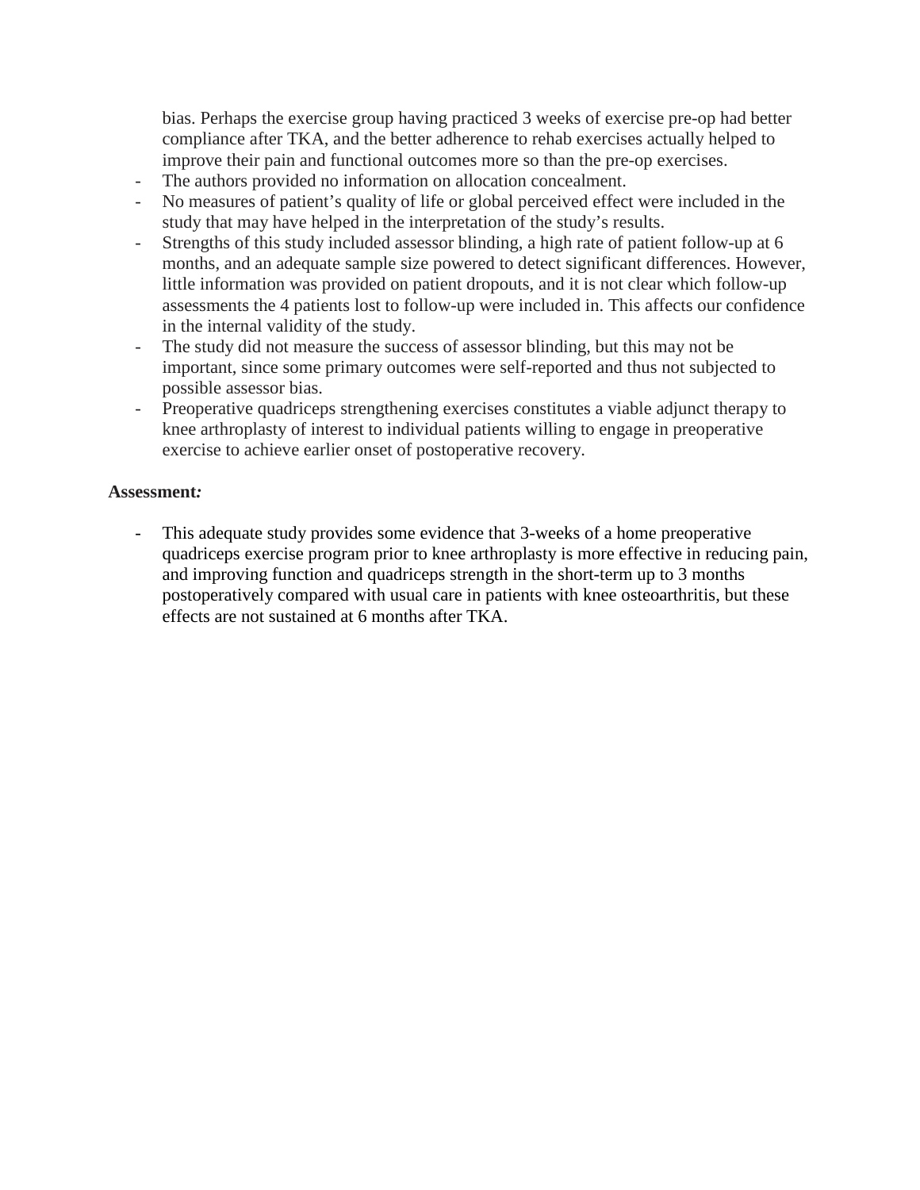bias. Perhaps the exercise group having practiced 3 weeks of exercise pre-op had better compliance after TKA, and the better adherence to rehab exercises actually helped to improve their pain and functional outcomes more so than the pre-op exercises.

- The authors provided no information on allocation concealment.
- No measures of patient's quality of life or global perceived effect were included in the study that may have helped in the interpretation of the study's results.
- Strengths of this study included assessor blinding, a high rate of patient follow-up at 6 months, and an adequate sample size powered to detect significant differences. However, little information was provided on patient dropouts, and it is not clear which follow-up assessments the 4 patients lost to follow-up were included in. This affects our confidence in the internal validity of the study.
- The study did not measure the success of assessor blinding, but this may not be important, since some primary outcomes were self-reported and thus not subjected to possible assessor bias.
- Preoperative quadriceps strengthening exercises constitutes a viable adjunct therapy to knee arthroplasty of interest to individual patients willing to engage in preoperative exercise to achieve earlier onset of postoperative recovery.

**Assessment*:***

- This adequate study provides some evidence that 3-weeks of a home preoperative quadriceps exercise program prior to knee arthroplasty is more effective in reducing pain, and improving function and quadriceps strength in the short-term up to 3 months postoperatively compared with usual care in patients with knee osteoarthritis, but these effects are not sustained at 6 months after TKA.